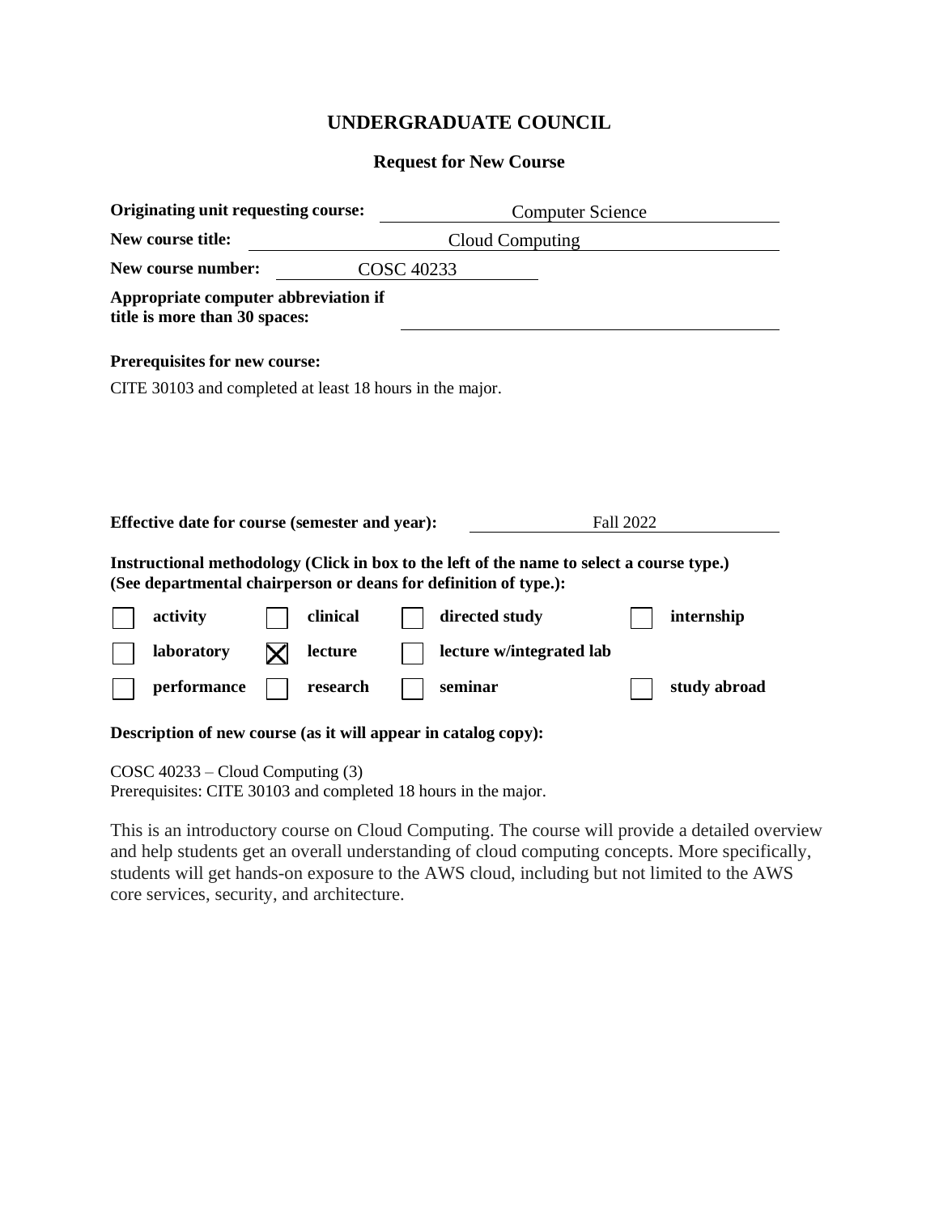# UNDERGRADUATE COUNCIL

## Request for New Course

**Originating unit requesting course:** Computer Science

**New course title:** Cloud Computing

**New course number:** COSC 40233

**Appropriate computer abbreviation if title is more than 30 spaces:**

**Prerequisites for new course:**

CITE 30103 and completed at least 18 hours in the major.

**Effective date for course (semester and year):** Fall 2022

**Instructional methodology (Click in box to the left of the name to select a course type.) (See departmental chairperson or deans for definition of type.):**

| | | | |
|---|---|---|---|
| ☐ **activity** | ☐ **clinical** | ☐ **directed study** | ☐ **internship** |
| ☐ **laboratory** | ☒ **lecture** | ☐ **lecture w/integrated lab** | |
| ☐ **performance** | ☐ **research** | ☐ **seminar** | ☐ **study abroad** |

**Description of new course (as it will appear in catalog copy):**

COSC 40233 – Cloud Computing (3)
Prerequisites: CITE 30103 and completed 18 hours in the major.

This is an introductory course on Cloud Computing. The course will provide a detailed overview and help students get an overall understanding of cloud computing concepts. More specifically, students will get hands-on exposure to the AWS cloud, including but not limited to the AWS core services, security, and architecture.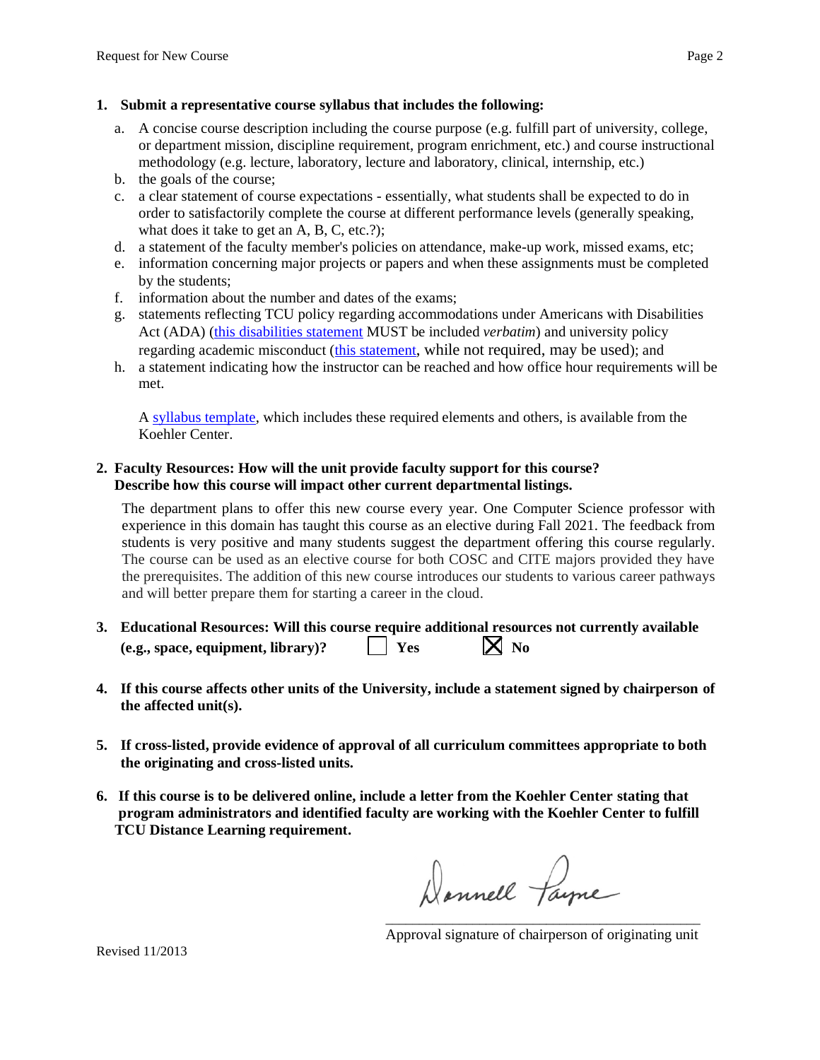1. **Submit a representative course syllabus that includes the following:**
   a. A concise course description including the course purpose (e.g. fulfill part of university, college, or department mission, discipline requirement, program enrichment, etc.) and course instructional methodology (e.g. lecture, laboratory, lecture and laboratory, clinical, internship, etc.)
   b. the goals of the course;
   c. a clear statement of course expectations - essentially, what students shall be expected to do in order to satisfactorily complete the course at different performance levels (generally speaking, what does it take to get an A, B, C, etc.?);
   d. a statement of the faculty member's policies on attendance, make-up work, missed exams, etc;
   e. information concerning major projects or papers and when these assignments must be completed by the students;
   f. information about the number and dates of the exams;
   g. statements reflecting TCU policy regarding accommodations under Americans with Disabilities Act (ADA) (this disabilities statement MUST be included *verbatim*) and university policy regarding academic misconduct (this statement, while not required, may be used); and
   h. a statement indicating how the instructor can be reached and how office hour requirements will be met.

   A syllabus template, which includes these required elements and others, is available from the Koehler Center.

2. **Faculty Resources: How will the unit provide faculty support for this course? Describe how this course will impact other current departmental listings.**

   The department plans to offer this new course every year. One Computer Science professor with experience in this domain has taught this course as an elective during Fall 2021. The feedback from students is very positive and many students suggest the department offering this course regularly. The course can be used as an elective course for both COSC and CITE majors provided they have the prerequisites. The addition of this new course introduces our students to various career pathways and will better prepare them for starting a career in the cloud.

3. **Educational Resources: Will this course require additional resources not currently available (e.g., space, equipment, library)?** ☐ **Yes** ☒ **No**

4. **If this course affects other units of the University, include a statement signed by chairperson of the affected unit(s).**

5. **If cross-listed, provide evidence of approval of all curriculum committees appropriate to both the originating and cross-listed units.**

6. **If this course is to be delivered online, include a letter from the Koehler Center stating that program administrators and identified faculty are working with the Koehler Center to fulfill TCU Distance Learning requirement.**

Donnell Payne

\_\_\_\_\_\_\_\_\_\_\_\_\_\_\_\_\_\_\_\_\_\_\_\_\_\_\_\_\_\_\_\_\_\_\_\_\_\_\_\_\_\_\_\_

Approval signature of chairperson of originating unit

Revised 11/2013